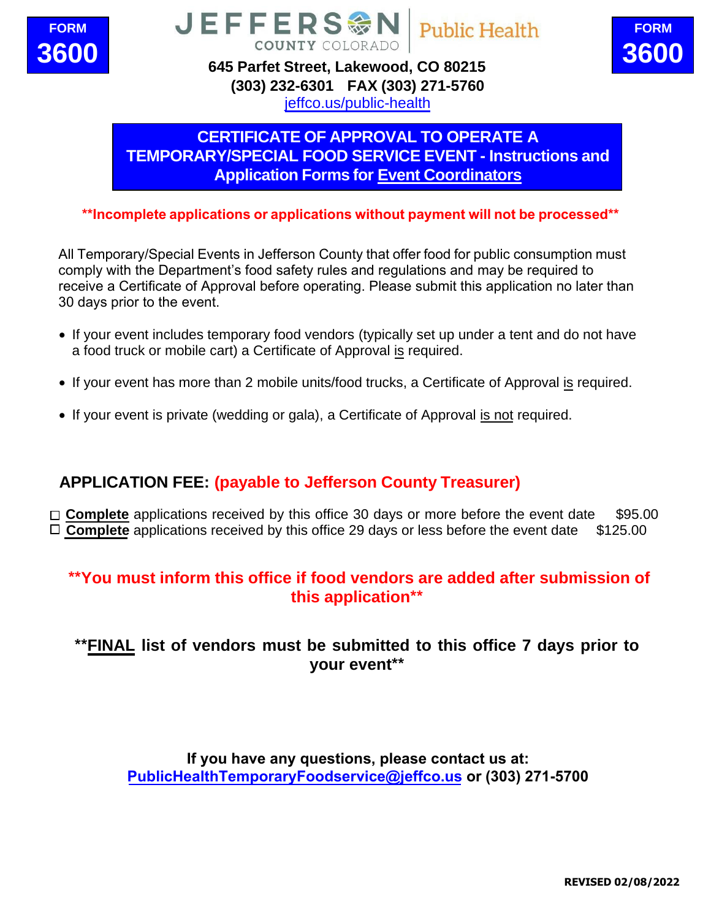**FORM 3600**

**JEFFERSON COUNTY COLORADO | Public Health**

**645 Parfet Street, Lakewood, CO 80215**
**(303) 232-6301 FAX (303) 271-5760**
jeffco.us/public-health

**FORM 3600**

# CERTIFICATE OF APPROVAL TO OPERATE A TEMPORARY/SPECIAL FOOD SERVICE EVENT - Instructions and Application Forms for Event Coordinators

**\*\*Incomplete applications or applications without payment will not be processed\*\***

All Temporary/Special Events in Jefferson County that offer food for public consumption must comply with the Department's food safety rules and regulations and may be required to receive a Certificate of Approval before operating. Please submit this application no later than 30 days prior to the event.

- If your event includes temporary food vendors (typically set up under a tent and do not have a food truck or mobile cart) a Certificate of Approval is required.
- If your event has more than 2 mobile units/food trucks, a Certificate of Approval is required.
- If your event is private (wedding or gala), a Certificate of Approval is not required.

## APPLICATION FEE: (payable to Jefferson County Treasurer)

☐ **Complete** applications received by this office 30 days or more before the event date $95.00
☐ **Complete** applications received by this office 29 days or less before the event date $125.00

**\*\*You must inform this office if food vendors are added after submission of this application\*\***

**\*\*FINAL list of vendors must be submitted to this office 7 days prior to your event\*\***

**If you have any questions, please contact us at:**
**PublicHealthTemporaryFoodservice@jeffco.us or (303) 271-5700**

**REVISED 02/08/2022**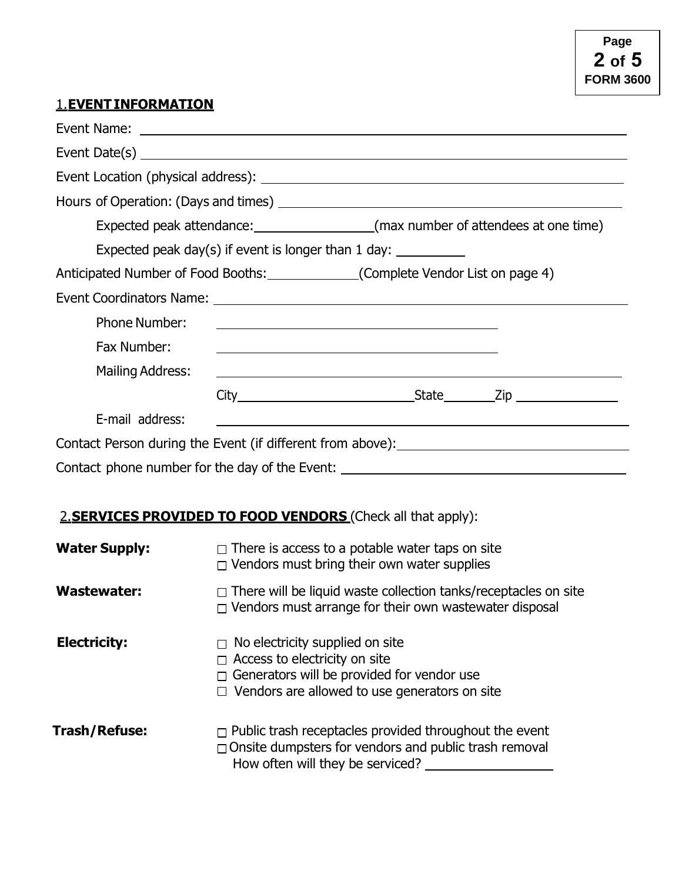## 1. EVENT INFORMATION

Event Name: ______________________________________________

Event Date(s) ______________________________________________

Event Location (physical address): ______________________________________________

Hours of Operation: (Days and times) ______________________________________________

Expected peak attendance: ________________ (max number of attendees at one time)

Expected peak day(s) if event is longer than 1 day: __________

Anticipated Number of Food Booths: ____________ (Complete Vendor List on page 4)

Event Coordinators Name: ______________________________________________

Phone Number: ______________________________

Fax Number: ______________________________

Mailing Address: ______________________________________________

City ______________________ State ________ Zip ______________

E-mail address: ______________________________________________

Contact Person during the Event (if different from above): ______________________________

Contact phone number for the day of the Event: ______________________________

## 2. SERVICES PROVIDED TO FOOD VENDORS (Check all that apply):

**Water Supply:**
- ☐ There is access to a potable water taps on site
- ☐ Vendors must bring their own water supplies

**Wastewater:**
- ☐ There will be liquid waste collection tanks/receptacles on site
- ☐ Vendors must arrange for their own wastewater disposal

**Electricity:**
- ☐ No electricity supplied on site
- ☐ Access to electricity on site
- ☐ Generators will be provided for vendor use
- ☐ Vendors are allowed to use generators on site

**Trash/Refuse:**
- ☐ Public trash receptacles provided throughout the event
- ☐ Onsite dumpsters for vendors and public trash removal
  How often will they be serviced? __________________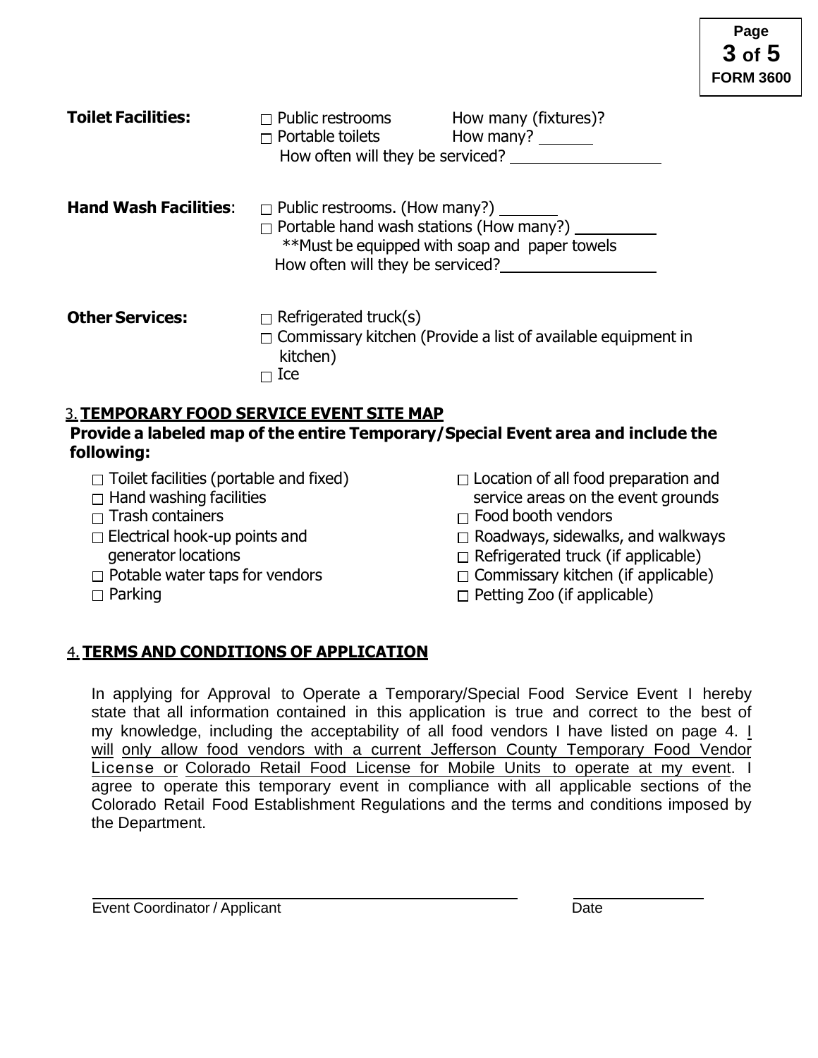**Toilet Facilities:**

- ☐ Public restrooms — How many (fixtures)?
- ☐ Portable toilets — How many? ______

How often will they be serviced? ________________

**Hand Wash Facilities**:

- ☐ Public restrooms. (How many?) ______
- ☐ Portable hand wash stations (How many?) ________

**Must be equipped with soap and paper towels

How often will they be serviced? ________________

**Other Services:**

- ☐ Refrigerated truck(s)
- ☐ Commissary kitchen (Provide a list of available equipment in kitchen)
- ☐ Ice

## 3. TEMPORARY FOOD SERVICE EVENT SITE MAP

**Provide a labeled map of the entire Temporary/Special Event area and include the following:**

- ☐ Toilet facilities (portable and fixed)
- ☐ Hand washing facilities
- ☐ Trash containers
- ☐ Electrical hook-up points and generator locations
- ☐ Potable water taps for vendors
- ☐ Parking
- ☐ Location of all food preparation and service areas on the event grounds
- ☐ Food booth vendors
- ☐ Roadways, sidewalks, and walkways
- ☐ Refrigerated truck (if applicable)
- ☐ Commissary kitchen (if applicable)
- ☐ Petting Zoo (if applicable)

## 4. TERMS AND CONDITIONS OF APPLICATION

In applying for Approval to Operate a Temporary/Special Food Service Event I hereby state that all information contained in this application is true and correct to the best of my knowledge, including the acceptability of all food vendors I have listed on page 4. I will only allow food vendors with a current Jefferson County Temporary Food Vendor License or Colorado Retail Food License for Mobile Units to operate at my event. I agree to operate this temporary event in compliance with all applicable sections of the Colorado Retail Food Establishment Regulations and the terms and conditions imposed by the Department.

______________________________________ ________________

Event Coordinator / Applicant — Date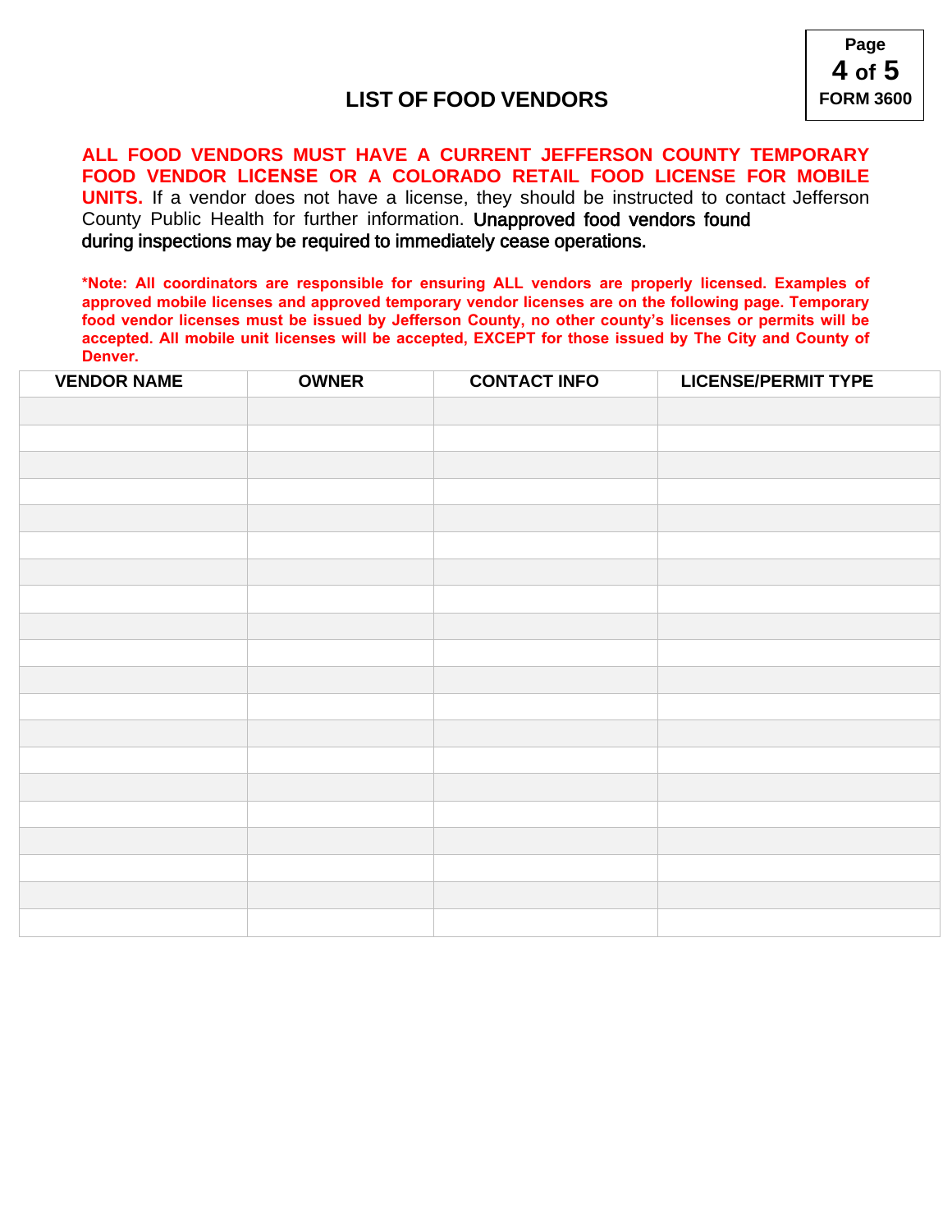# LIST OF FOOD VENDORS

**ALL FOOD VENDORS MUST HAVE A CURRENT JEFFERSON COUNTY TEMPORARY FOOD VENDOR LICENSE OR A COLORADO RETAIL FOOD LICENSE FOR MOBILE UNITS.** If a vendor does not have a license, they should be instructed to contact Jefferson County Public Health for further information. Unapproved food vendors found during inspections may be required to immediately cease operations.

**\*Note: All coordinators are responsible for ensuring ALL vendors are properly licensed. Examples of approved mobile licenses and approved temporary vendor licenses are on the following page. Temporary food vendor licenses must be issued by Jefferson County, no other county's licenses or permits will be accepted. All mobile unit licenses will be accepted, EXCEPT for those issued by The City and County of Denver.**

| VENDOR NAME | OWNER | CONTACT INFO | LICENSE/PERMIT TYPE |
|---|---|---|---|
| | | | |
| | | | |
| | | | |
| | | | |
| | | | |
| | | | |
| | | | |
| | | | |
| | | | |
| | | | |
| | | | |
| | | | |
| | | | |
| | | | |
| | | | |
| | | | |
| | | | |
| | | | |
| | | | |
| | | | |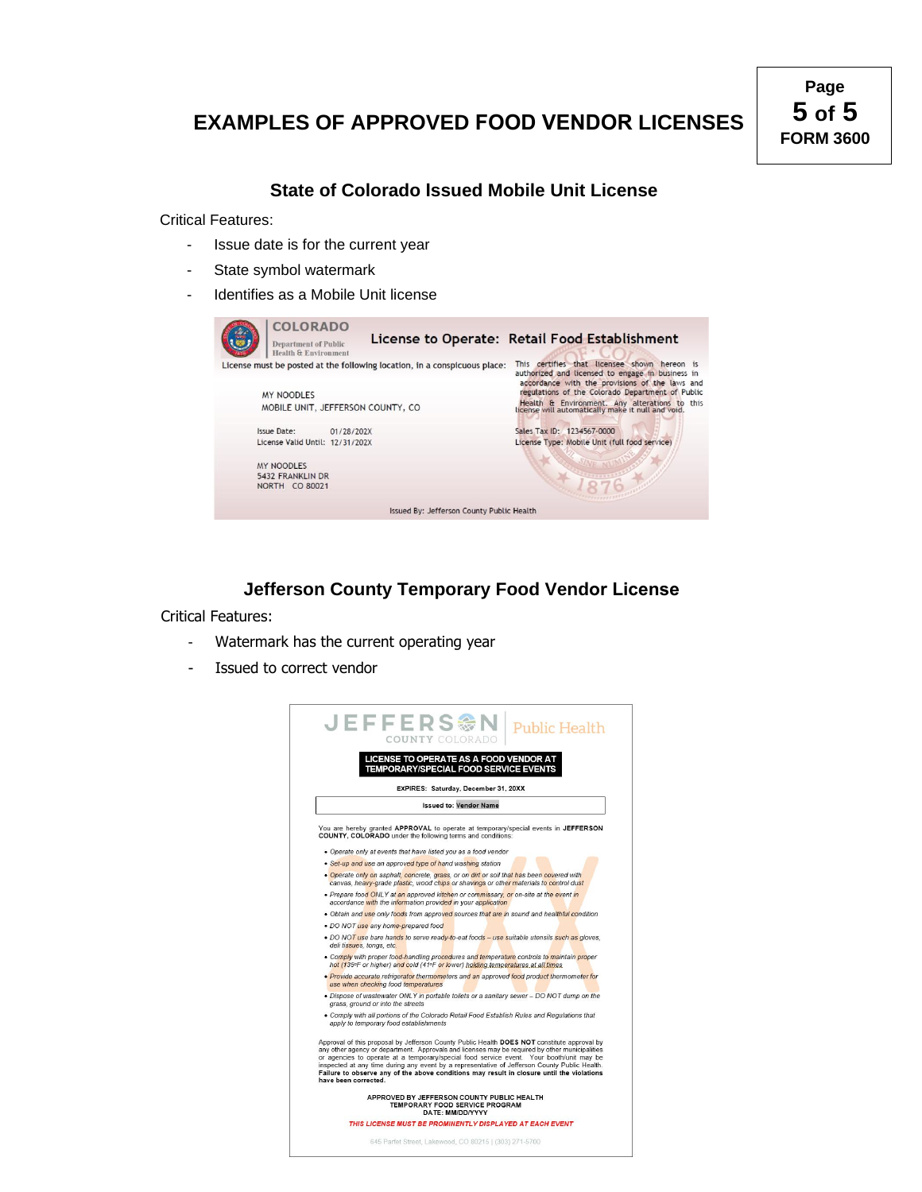# EXAMPLES OF APPROVED FOOD VENDOR LICENSES

**Page 5 of 5**
**FORM 3600**

## State of Colorado Issued Mobile Unit License

Critical Features:

- Issue date is for the current year
- State symbol watermark
- Identifies as a Mobile Unit license

COLORADO
Department of Public Health & Environment

License to Operate: Retail Food Establishment

License must be posted at the following location, in a conspicuous place:

MY NOODLES
MOBILE UNIT, JEFFERSON COUNTY, CO

This certifies that licensee shown hereon is authorized and licensed to engage in business in accordance with the provisions of the laws and regulations of the Colorado Department of Public Health & Environment. Any alterations to this license will automatically make it null and void.

Issue Date: 01/28/202X
License Valid Until: 12/31/202X

Sales Tax ID: 1234567-0000
License Type: Mobile Unit (full food service)

MY NOODLES
5432 FRANKLIN DR
NORTH CO 80021

Issued By: Jefferson County Public Health

## Jefferson County Temporary Food Vendor License

Critical Features:

- Watermark has the current operating year
- Issued to correct vendor

JEFFERSON COUNTY COLORADO | Public Health

**LICENSE TO OPERATE AS A FOOD VENDOR AT TEMPORARY/SPECIAL FOOD SERVICE EVENTS**

**EXPIRES: Saturday, December 31, 20XX**

**Issued to: Vendor Name**

You are hereby granted **APPROVAL** to operate at temporary/special events in **JEFFERSON COUNTY, COLORADO** under the following terms and conditions:

- *Operate only at events that have listed you as a food vendor*
- *Set-up and use an approved type of hand washing station*
- *Operate only on asphalt, concrete, grass, or on dirt or soil that has been covered with canvas, heavy-grade plastic, wood chips or shavings or other materials to control dust*
- *Prepare food ONLY at an approved kitchen or commissary, or on-site at the event in accordance with the information provided in your application*
- *Obtain and use only foods from approved sources that are in sound and healthful condition*
- *DO NOT use any home-prepared food*
- *DO NOT use bare hands to serve ready-to-eat foods – use suitable utensils such as gloves, deli tissues, tongs, etc.*
- *Comply with proper food-handling procedures and temperature controls to maintain proper hot (135°F or higher) and cold (41°F or lower) holding temperatures at all times*
- *Provide accurate refrigerator thermometers and an approved food product thermometer for use when checking food temperatures*
- *Dispose of wastewater ONLY in portable toilets or a sanitary sewer – DO NOT dump on the grass, ground or into the streets*
- *Comply with all portions of the Colorado Retail Food Establish Rules and Regulations that apply to temporary food establishments*

Approval of this proposal by Jefferson County Public Health **DOES NOT** constitute approval by any other agency or department. Approvals and licenses may be required by other municipalities or agencies to operate at a temporary/special food service event. Your booth/unit may be inspected at any time during any event by a representative of Jefferson County Public Health. **Failure to observe any of the above conditions may result in closure until the violations have been corrected.**

APPROVED BY JEFFERSON COUNTY PUBLIC HEALTH
TEMPORARY FOOD SERVICE PROGRAM
DATE: MM/DD/YYYY

***THIS LICENSE MUST BE PROMINENTLY DISPLAYED AT EACH EVENT***

645 Parfet Street, Lakewood, CO 80215 | (303) 271-5700